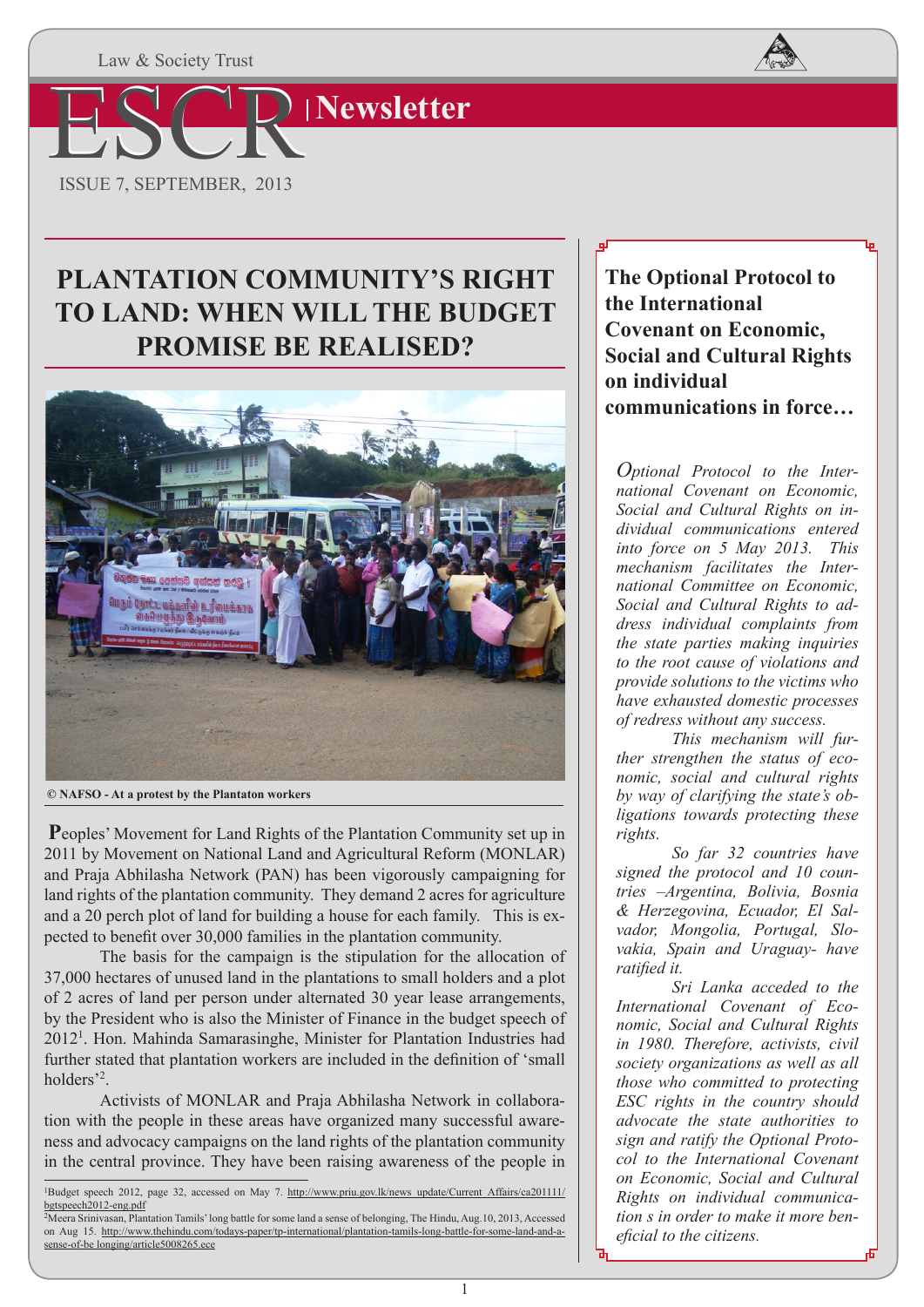Law & Society Trust

# ESCR Newsletter

ISSUE 7, SEPTEMBER, 2013

## PLANTATION COMMUNITY'S RIGHT TO LAND: WHEN WILL THE BUDGET PROMISE BE REALISED?

© NAFSO - At a protest by the Plantaton workers

**P**eoples' Movement for Land Rights of the Plantation Community set up in 2011 by Movement on National Land and Agricultural Reform (MONLAR) and Praja Abhilasha Network (PAN) has been vigorously campaigning for land rights of the plantation community. They demand 2 acres for agriculture and a 20 perch plot of land for building a house for each family. This is expected to benefit over 30,000 families in the plantation community.

The basis for the campaign is the stipulation for the allocation of 37,000 hectares of unused land in the plantations to small holders and a plot of 2 acres of land per person under alternated 30 year lease arrangements, by the President who is also the Minister of Finance in the budget speech of 2012[1]. Hon. Mahinda Samarasinghe, Minister for Plantation Industries had further stated that plantation workers are included in the definition of 'small holders'[2].

Activists of MONLAR and Praja Abhilasha Network in collaboration with the people in these areas have organized many successful awareness and advocacy campaigns on the land rights of the plantation community in the central province. They have been raising awareness of the people in

[1]Budget speech 2012, page 32, accessed on May 7. http://www.priu.gov.lk/news_update/Current_Affairs/ca201111/bgtspeech2012-eng.pdf

[2]Meera Srinivasan, Plantation Tamils' long battle for some land a sense of belonging, The Hindu, Aug.10, 2013, Accessed on Aug 15. http://www.thehindu.com/todays-paper/tp-international/plantation-tamils-long-battle-for-some-land-and-a-sense-of-be longing/article5008265.ece

## The Optional Protocol to the International Covenant on Economic, Social and Cultural Rights on individual communications in force…

*Optional Protocol to the International Covenant on Economic, Social and Cultural Rights on individual communications entered into force on 5 May 2013. This mechanism facilitates the International Committee on Economic, Social and Cultural Rights to address individual complaints from the state parties making inquiries to the root cause of violations and provide solutions to the victims who have exhausted domestic processes of redress without any success.*

*This mechanism will further strengthen the status of economic, social and cultural rights by way of clarifying the state's obligations towards protecting these rights.*

*So far 32 countries have signed the protocol and 10 countries –Argentina, Bolivia, Bosnia & Herzegovina, Ecuador, El Salvador, Mongolia, Portugal, Slovakia, Spain and Uraguay- have ratified it.*

*Sri Lanka acceded to the International Covenant of Economic, Social and Cultural Rights in 1980. Therefore, activists, civil society organizations as well as all those who committed to protecting ESC rights in the country should advocate the state authorities to sign and ratify the Optional Protocol to the International Covenant on Economic, Social and Cultural Rights on individual communication s in order to make it more beneficial to the citizens.*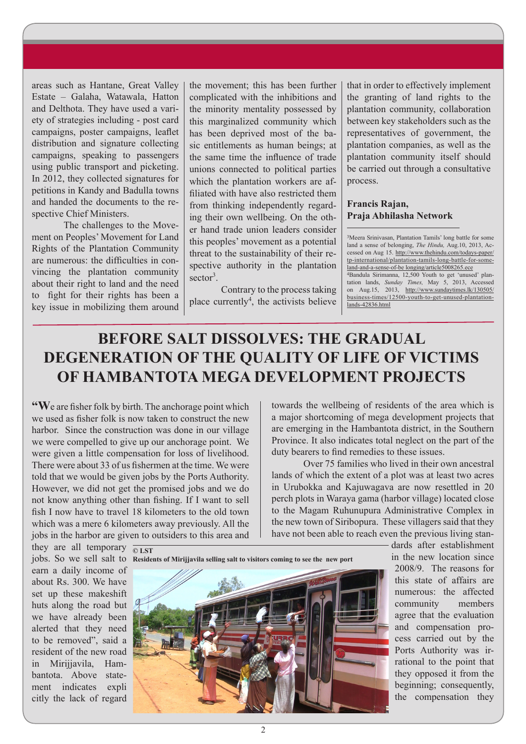areas such as Hantane, Great Valley Estate – Galaha, Watawala, Hatton and Delthota. They have used a variety of strategies including - post card campaigns, poster campaigns, leaflet distribution and signature collecting campaigns, speaking to passengers using public transport and picketing. In 2012, they collected signatures for petitions in Kandy and Badulla towns and handed the documents to the respective Chief Ministers.

The challenges to the Movement on Peoples' Movement for Land Rights of the Plantation Community are numerous: the difficulties in convincing the plantation community about their right to land and the need to fight for their rights has been a key issue in mobilizing them around the movement; this has been further complicated with the inhibitions and the minority mentality possessed by this marginalized community which has been deprived most of the basic entitlements as human beings; at the same time the influence of trade unions connected to political parties which the plantation workers are affiliated with have also restricted them from thinking independently regarding their own wellbeing. On the other hand trade union leaders consider this peoples' movement as a potential threat to the sustainability of their respective authority in the plantation sector[3].

Contrary to the process taking place currently[4], the activists believe that in order to effectively implement the granting of land rights to the plantation community, collaboration between key stakeholders such as the representatives of government, the plantation companies, as well as the plantation community itself should be carried out through a consultative process.

**Francis Rajan,**
**Praja Abhilasha Network**

[3]Meera Srinivasan, Plantation Tamils' long battle for some land a sense of belonging, *The Hindu,* Aug.10, 2013, Accessed on Aug 15. http://www.thehindu.com/todays-paper/tp-international/plantation-tamils-long-battle-for-some-land-and-a-sense-of-be longing/article5008265.ece

[4]Bandula Sirimanna, 12,500 Youth to get 'unused' plantation lands, *Sunday Times,* May 5, 2013, Accessed on Aug.15, 2013, http://www.sundaytimes.lk/130505/business-times/12500-youth-to-get-unused-plantation-lands-42836.html

# BEFORE SALT DISSOLVES: THE GRADUAL DEGENERATION OF THE QUALITY OF LIFE OF VICTIMS OF HAMBANTOTA MEGA DEVELOPMENT PROJECTS

"We are fisher folk by birth. The anchorage point which we used as fisher folk is now taken to construct the new harbor. Since the construction was done in our village we were compelled to give up our anchorage point. We were given a little compensation for loss of livelihood. There were about 33 of us fishermen at the time. We were told that we would be given jobs by the Ports Authority. However, we did not get the promised jobs and we do not know anything other than fishing. If I want to sell fish I now have to travel 18 kilometers to the old town which was a mere 6 kilometers away previously. All the jobs in the harbor are given to outsiders to this area and they are all temporary jobs. So we sell salt to earn a daily income of about Rs. 300. We have set up these makeshift huts along the road but we have already been alerted that they need to be removed", said a resident of the new road in Mirijjavila, Hambantota. Above statement indicates explicitly the lack of regard towards the wellbeing of residents of the area which is a major shortcoming of mega development projects that are emerging in the Hambantota district, in the Southern Province. It also indicates total neglect on the part of the duty bearers to find remedies to these issues.

**© LST**
**Residents of Mirijjavila selling salt to visitors coming to see the new port**

Over 75 families who lived in their own ancestral lands of which the extent of a plot was at least two acres in Urubokka and Kajuwagava are now resettled in 20 perch plots in Waraya gama (harbor village) located close to the Magam Ruhunupura Administrative Complex in the new town of Siribopura. These villagers said that they have not been able to reach even the previous living standards after establishment in the new location since 2008/9. The reasons for this state of affairs are numerous: the affected community members agree that the evaluation and compensation process carried out by the Ports Authority was irrational to the point that they opposed it from the beginning; consequently, the compensation they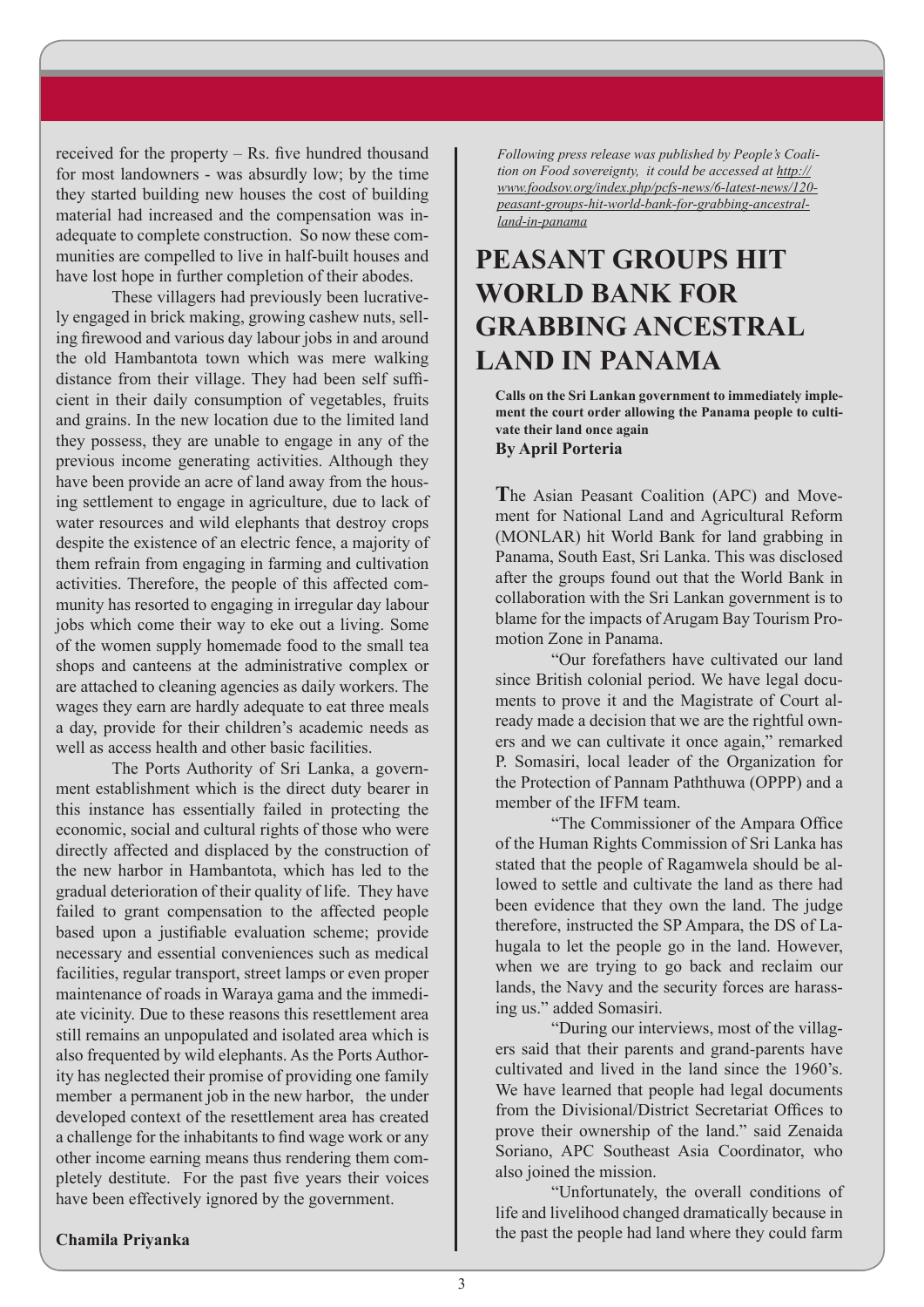received for the property – Rs. five hundred thousand for most landowners - was absurdly low; by the time they started building new houses the cost of building material had increased and the compensation was inadequate to complete construction. So now these communities are compelled to live in half-built houses and have lost hope in further completion of their abodes.

These villagers had previously been lucratively engaged in brick making, growing cashew nuts, selling firewood and various day labour jobs in and around the old Hambantota town which was mere walking distance from their village. They had been self sufficient in their daily consumption of vegetables, fruits and grains. In the new location due to the limited land they possess, they are unable to engage in any of the previous income generating activities. Although they have been provide an acre of land away from the housing settlement to engage in agriculture, due to lack of water resources and wild elephants that destroy crops despite the existence of an electric fence, a majority of them refrain from engaging in farming and cultivation activities. Therefore, the people of this affected community has resorted to engaging in irregular day labour jobs which come their way to eke out a living. Some of the women supply homemade food to the small tea shops and canteens at the administrative complex or are attached to cleaning agencies as daily workers. The wages they earn are hardly adequate to eat three meals a day, provide for their children's academic needs as well as access health and other basic facilities.

The Ports Authority of Sri Lanka, a government establishment which is the direct duty bearer in this instance has essentially failed in protecting the economic, social and cultural rights of those who were directly affected and displaced by the construction of the new harbor in Hambantota, which has led to the gradual deterioration of their quality of life. They have failed to grant compensation to the affected people based upon a justifiable evaluation scheme; provide necessary and essential conveniences such as medical facilities, regular transport, street lamps or even proper maintenance of roads in Waraya gama and the immediate vicinity. Due to these reasons this resettlement area still remains an unpopulated and isolated area which is also frequented by wild elephants. As the Ports Authority has neglected their promise of providing one family member a permanent job in the new harbor, the under developed context of the resettlement area has created a challenge for the inhabitants to find wage work or any other income earning means thus rendering them completely destitute. For the past five years their voices have been effectively ignored by the government.

**Chamila Priyanka**

*Following press release was published by People's Coalition on Food sovereignty, it could be accessed at http://www.foodsov.org/index.php/pcfs-news/6-latest-news/120-peasant-groups-hit-world-bank-for-grabbing-ancestral-land-in-panama*

# PEASANT GROUPS HIT WORLD BANK FOR GRABBING ANCESTRAL LAND IN PANAMA

**Calls on the Sri Lankan government to immediately implement the court order allowing the Panama people to cultivate their land once again**

**By April Porteria**

The Asian Peasant Coalition (APC) and Movement for National Land and Agricultural Reform (MONLAR) hit World Bank for land grabbing in Panama, South East, Sri Lanka. This was disclosed after the groups found out that the World Bank in collaboration with the Sri Lankan government is to blame for the impacts of Arugam Bay Tourism Promotion Zone in Panama.

"Our forefathers have cultivated our land since British colonial period. We have legal documents to prove it and the Magistrate of Court already made a decision that we are the rightful owners and we can cultivate it once again," remarked P. Somasiri, local leader of the Organization for the Protection of Pannam Paththuwa (OPPP) and a member of the IFFM team.

"The Commissioner of the Ampara Office of the Human Rights Commission of Sri Lanka has stated that the people of Ragamwela should be allowed to settle and cultivate the land as there had been evidence that they own the land. The judge therefore, instructed the SP Ampara, the DS of Lahugala to let the people go in the land. However, when we are trying to go back and reclaim our lands, the Navy and the security forces are harassing us." added Somasiri.

"During our interviews, most of the villagers said that their parents and grand-parents have cultivated and lived in the land since the 1960's. We have learned that people had legal documents from the Divisional/District Secretariat Offices to prove their ownership of the land." said Zenaida Soriano, APC Southeast Asia Coordinator, who also joined the mission.

"Unfortunately, the overall conditions of life and livelihood changed dramatically because in the past the people had land where they could farm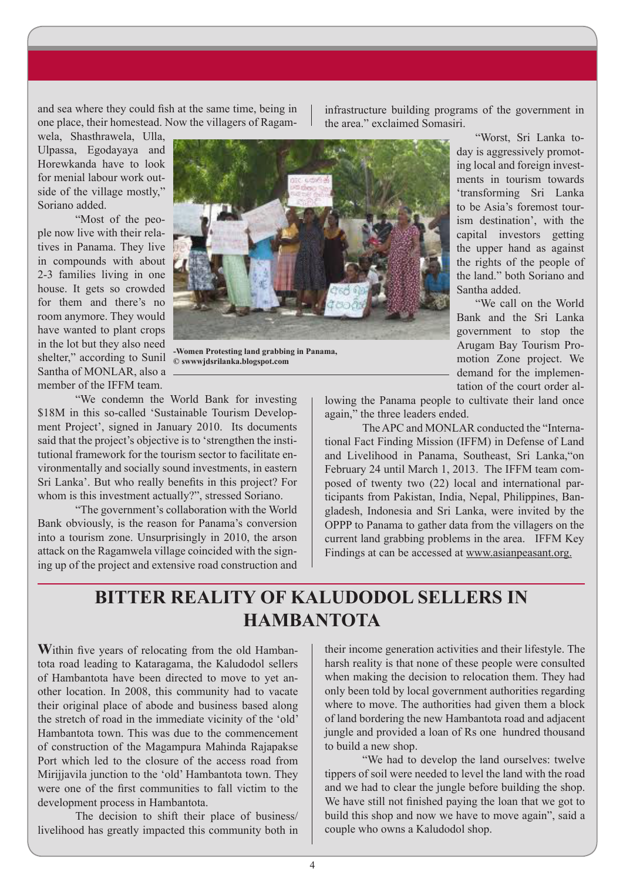and sea where they could fish at the same time, being in one place, their homestead. Now the villagers of Ragamwela, Shasthrawela, Ulla, Ulpassa, Egodayaya and Horewkanda have to look for menial labour work outside of the village mostly," Soriano added.

"Most of the people now live with their relatives in Panama. They live in compounds with about 2-3 families living in one house. It gets so crowded for them and there's no room anymore. They would have wanted to plant crops in the lot but they also need shelter," according to Sunil Santha of MONLAR, also a member of the IFFM team.

-Women Protesting land grabbing in Panama, © swwwjdsrilanka.blogspot.com

"We condemn the World Bank for investing $18M in this so-called 'Sustainable Tourism Development Project', signed in January 2010. Its documents said that the project's objective is to 'strengthen the institutional framework for the tourism sector to facilitate environmentally and socially sound investments, in eastern Sri Lanka'. But who really benefits in this project? For whom is this investment actually?", stressed Soriano.

"The government's collaboration with the World Bank obviously, is the reason for Panama's conversion into a tourism zone. Unsurprisingly in 2010, the arson attack on the Ragamwela village coincided with the signing up of the project and extensive road construction and infrastructure building programs of the government in the area." exclaimed Somasiri.

"Worst, Sri Lanka today is aggressively promoting local and foreign investments in tourism towards 'transforming Sri Lanka to be Asia's foremost tourism destination', with the capital investors getting the upper hand as against the rights of the people of the land." both Soriano and Santha added.

"We call on the World Bank and the Sri Lanka government to stop the Arugam Bay Tourism Promotion Zone project. We demand for the implementation of the court order allowing the Panama people to cultivate their land once again," the three leaders ended.

The APC and MONLAR conducted the "International Fact Finding Mission (IFFM) in Defense of Land and Livelihood in Panama, Southeast, Sri Lanka,"on February 24 until March 1, 2013. The IFFM team composed of twenty two (22) local and international participants from Pakistan, India, Nepal, Philippines, Bangladesh, Indonesia and Sri Lanka, were invited by the OPPP to Panama to gather data from the villagers on the current land grabbing problems in the area. IFFM Key Findings at can be accessed at www.asianpeasant.org.

# BITTER REALITY OF KALUDODOL SELLERS IN HAMBANTOTA

**W**ithin five years of relocating from the old Hambantota road leading to Kataragama, the Kaludodol sellers of Hambantota have been directed to move to yet another location. In 2008, this community had to vacate their original place of abode and business based along the stretch of road in the immediate vicinity of the 'old' Hambantota town. This was due to the commencement of construction of the Magampura Mahinda Rajapakse Port which led to the closure of the access road from Mirijjavila junction to the 'old' Hambantota town. They were one of the first communities to fall victim to the development process in Hambantota.

The decision to shift their place of business/ livelihood has greatly impacted this community both in their income generation activities and their lifestyle. The harsh reality is that none of these people were consulted when making the decision to relocation them. They had only been told by local government authorities regarding where to move. The authorities had given them a block of land bordering the new Hambantota road and adjacent jungle and provided a loan of Rs one hundred thousand to build a new shop.

"We had to develop the land ourselves: twelve tippers of soil were needed to level the land with the road and we had to clear the jungle before building the shop. We have still not finished paying the loan that we got to build this shop and now we have to move again", said a couple who owns a Kaludodol shop.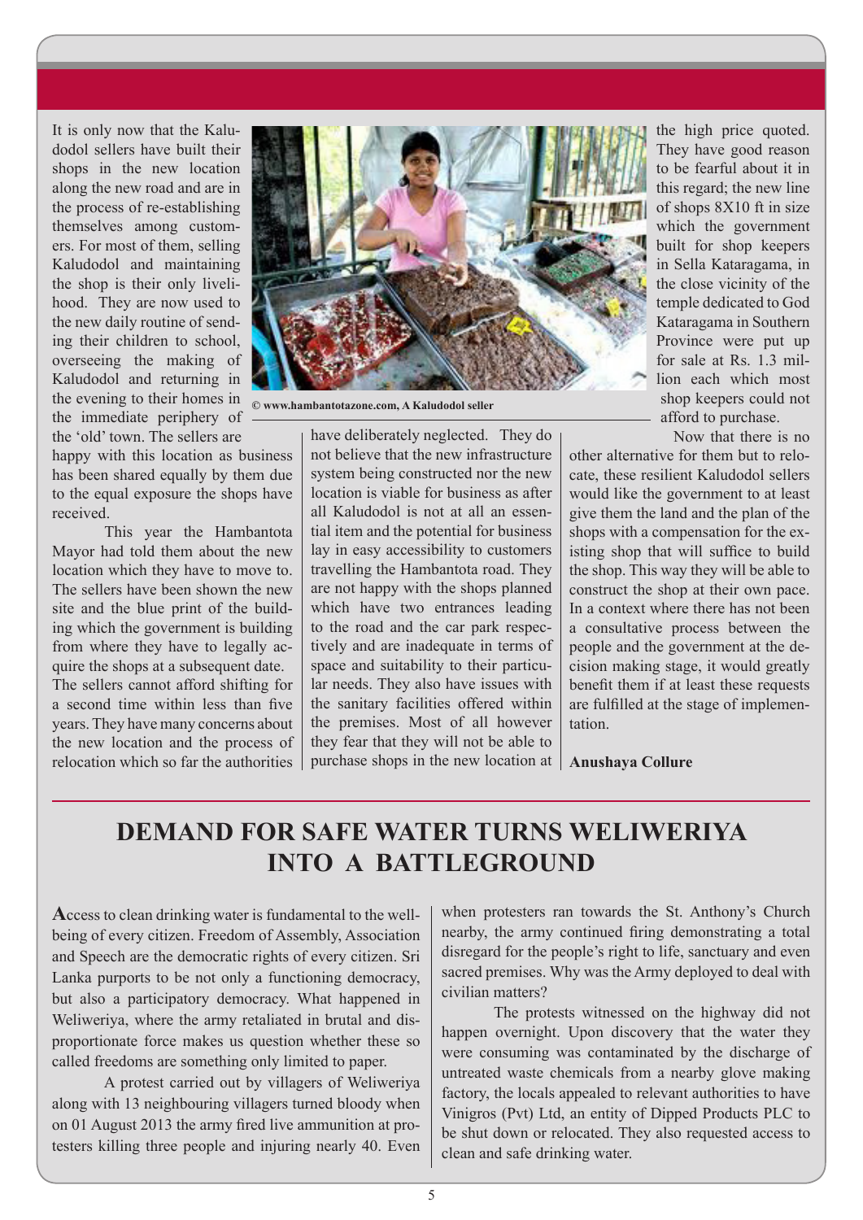It is only now that the Kaludodol sellers have built their shops in the new location along the new road and are in the process of re-establishing themselves among customers. For most of them, selling Kaludodol and maintaining the shop is their only livelihood. They are now used to the new daily routine of sending their children to school, overseeing the making of Kaludodol and returning in the evening to their homes in the immediate periphery of the 'old' town. The sellers are happy with this location as business has been shared equally by them due to the equal exposure the shops have received.

This year the Hambantota Mayor had told them about the new location which they have to move to. The sellers have been shown the new site and the blue print of the building which the government is building from where they have to legally acquire the shops at a subsequent date. The sellers cannot afford shifting for a second time within less than five years. They have many concerns about the new location and the process of relocation which so far the authorities have deliberately neglected. They do not believe that the new infrastructure system being constructed nor the new location is viable for business as after all Kaludodol is not at all an essential item and the potential for business lay in easy accessibility to customers travelling the Hambantota road. They are not happy with the shops planned which have two entrances leading to the road and the car park respectively and are inadequate in terms of space and suitability to their particular needs. They also have issues with the sanitary facilities offered within the premises. Most of all however they fear that they will not be able to purchase shops in the new location at the high price quoted. They have good reason to be fearful about it in this regard; the new line of shops 8X10 ft in size which the government built for shop keepers in Sella Kataragama, in the close vicinity of the temple dedicated to God Kataragama in Southern Province were put up for sale at Rs. 1.3 million each which most shop keepers could not afford to purchase.

© www.hambantotazone.com, A Kaludodol seller

Now that there is no other alternative for them but to relocate, these resilient Kaludodol sellers would like the government to at least give them the land and the plan of the shops with a compensation for the existing shop that will suffice to build the shop. This way they will be able to construct the shop at their own pace. In a context where there has not been a consultative process between the people and the government at the decision making stage, it would greatly benefit them if at least these requests are fulfilled at the stage of implementation.

**Anushaya Collure**

# DEMAND FOR SAFE WATER TURNS WELIWERIYA INTO A BATTLEGROUND

**A**ccess to clean drinking water is fundamental to the well-being of every citizen. Freedom of Assembly, Association and Speech are the democratic rights of every citizen. Sri Lanka purports to be not only a functioning democracy, but also a participatory democracy. What happened in Weliweriya, where the army retaliated in brutal and disproportionate force makes us question whether these so called freedoms are something only limited to paper.

A protest carried out by villagers of Weliweriya along with 13 neighbouring villagers turned bloody when on 01 August 2013 the army fired live ammunition at protesters killing three people and injuring nearly 40. Even when protesters ran towards the St. Anthony's Church nearby, the army continued firing demonstrating a total disregard for the people's right to life, sanctuary and even sacred premises. Why was the Army deployed to deal with civilian matters?

The protests witnessed on the highway did not happen overnight. Upon discovery that the water they were consuming was contaminated by the discharge of untreated waste chemicals from a nearby glove making factory, the locals appealed to relevant authorities to have Vinigros (Pvt) Ltd, an entity of Dipped Products PLC to be shut down or relocated. They also requested access to clean and safe drinking water.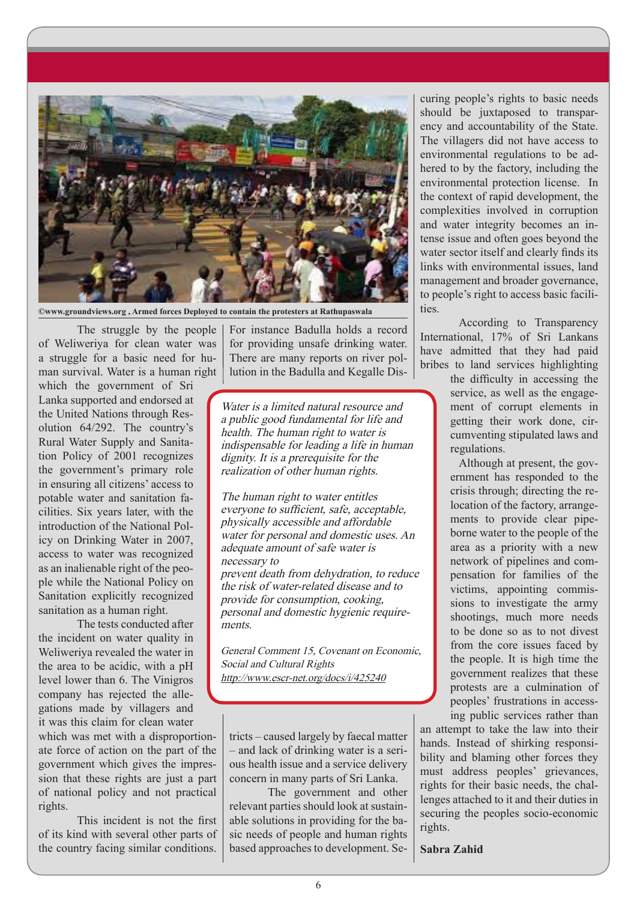©www.groundviews.org , Armed forces Deployed to contain the protesters at Rathupaswala

The struggle by the people of Weliweriya for clean water was a struggle for a basic need for human survival. Water is a human right which the government of Sri Lanka supported and endorsed at the United Nations through Resolution 64/292. The country's Rural Water Supply and Sanitation Policy of 2001 recognizes the government's primary role in ensuring all citizens' access to potable water and sanitation facilities. Six years later, with the introduction of the National Policy on Drinking Water in 2007, access to water was recognized as an inalienable right of the people while the National Policy on Sanitation explicitly recognized sanitation as a human right.

The tests conducted after the incident on water quality in Weliweriya revealed the water in the area to be acidic, with a pH level lower than 6. The Vinigros company has rejected the allegations made by villagers and it was this claim for clean water which was met with a disproportionate force of action on the part of the government which gives the impression that these rights are just a part of national policy and not practical rights.

This incident is not the first of its kind with several other parts of the country facing similar conditions. For instance Badulla holds a record for providing unsafe drinking water. There are many reports on river pollution in the Badulla and Kegalle Districts – caused largely by faecal matter – and lack of drinking water is a serious health issue and a service delivery concern in many parts of Sri Lanka.

> *Water is a limited natural resource and a public good fundamental for life and health. The human right to water is indispensable for leading a life in human dignity. It is a prerequisite for the realization of other human rights.*
>
> *The human right to water entitles everyone to sufficient, safe, acceptable, physically accessible and affordable water for personal and domestic uses. An adequate amount of safe water is necessary to prevent death from dehydration, to reduce the risk of water-related disease and to provide for consumption, cooking, personal and domestic hygienic requirements.*
>
> *General Comment 15, Covenant on Economic, Social and Cultural Rights*
> *http://www.escr-net.org/docs/i/425240*

The government and other relevant parties should look at sustainable solutions in providing for the basic needs of people and human rights based approaches to development. Securing people's rights to basic needs should be juxtaposed to transparency and accountability of the State. The villagers did not have access to environmental regulations to be adhered to by the factory, including the environmental protection license. In the context of rapid development, the complexities involved in corruption and water integrity becomes an intense issue and often goes beyond the water sector itself and clearly finds its links with environmental issues, land management and broader governance, to people's right to access basic facilities.

According to Transparency International, 17% of Sri Lankans have admitted that they had paid bribes to land services highlighting the difficulty in accessing the service, as well as the engagement of corrupt elements in getting their work done, circumventing stipulated laws and regulations.

Although at present, the government has responded to the crisis through; directing the relocation of the factory, arrangements to provide clear pipe-borne water to the people of the area as a priority with a new network of pipelines and compensation for families of the victims, appointing commissions to investigate the army shootings, much more needs to be done so as to not divest from the core issues faced by the people. It is high time the government realizes that these protests are a culmination of peoples' frustrations in accessing public services rather than an attempt to take the law into their hands. Instead of shirking responsibility and blaming other forces they must address peoples' grievances, rights for their basic needs, the challenges attached to it and their duties in securing the peoples socio-economic rights.

**Sabra Zahid**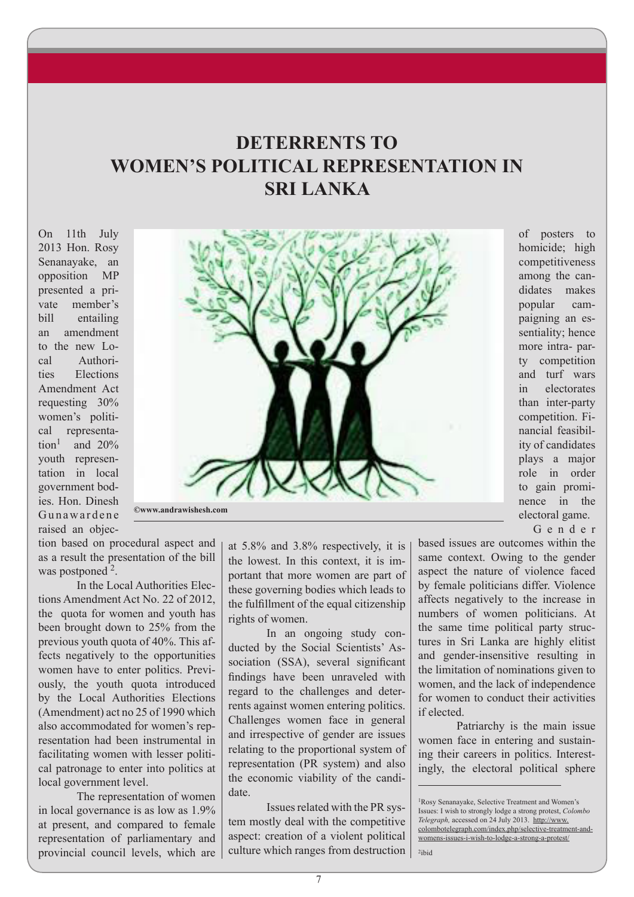# DETERRENTS TO WOMEN'S POLITICAL REPRESENTATION IN SRI LANKA

On 11th July 2013 Hon. Rosy Senanayake, an opposition MP presented a private member's bill entailing an amendment to the new Local Authorities Elections Amendment Act requesting 30% women's political representation[1] and 20% youth representation in local government bodies. Hon. Dinesh Gunawardene raised an objection based on procedural aspect and as a result the presentation of the bill was postponed [2].

©www.andrawishesh.com

In the Local Authorities Elections Amendment Act No. 22 of 2012, the quota for women and youth has been brought down to 25% from the previous youth quota of 40%. This affects negatively to the opportunities women have to enter politics. Previously, the youth quota introduced by the Local Authorities Elections (Amendment) act no 25 of 1990 which also accommodated for women's representation had been instrumental in facilitating women with lesser political patronage to enter into politics at local government level.

The representation of women in local governance is as low as 1.9% at present, and compared to female representation of parliamentary and provincial council levels, which are at 5.8% and 3.8% respectively, it is the lowest. In this context, it is important that more women are part of these governing bodies which leads to the fulfillment of the equal citizenship rights of women.

In an ongoing study conducted by the Social Scientists' Association (SSA), several significant findings have been unraveled with regard to the challenges and deterrents against women entering politics. Challenges women face in general and irrespective of gender are issues relating to the proportional system of representation (PR system) and also the economic viability of the candidate.

Issues related with the PR system mostly deal with the competitive aspect: creation of a violent political culture which ranges from destruction of posters to homicide; high competitiveness among the candidates makes popular campaigning an essentiality; hence more intra- party competition and turf wars in electorates than inter-party competition. Financial feasibility of candidates plays a major role in order to gain prominence in the electoral game.

Gender based issues are outcomes within the same context. Owing to the gender aspect the nature of violence faced by female politicians differ. Violence affects negatively to the increase in numbers of women politicians. At the same time political party structures in Sri Lanka are highly elitist and gender-insensitive resulting in the limitation of nominations given to women, and the lack of independence for women to conduct their activities if elected.

Patriarchy is the main issue women face in entering and sustaining their careers in politics. Interestingly, the electoral political sphere

---

[1] Rosy Senanayake, Selective Treatment and Women's Issues: I wish to strongly lodge a strong protest, *Colombo Telegraph*, accessed on 24 July 2013. http://www.colombotelegraph.com/index.php/selective-treatment-and-womens-issues-i-wish-to-lodge-a-strong-a-protest/

[2] ibid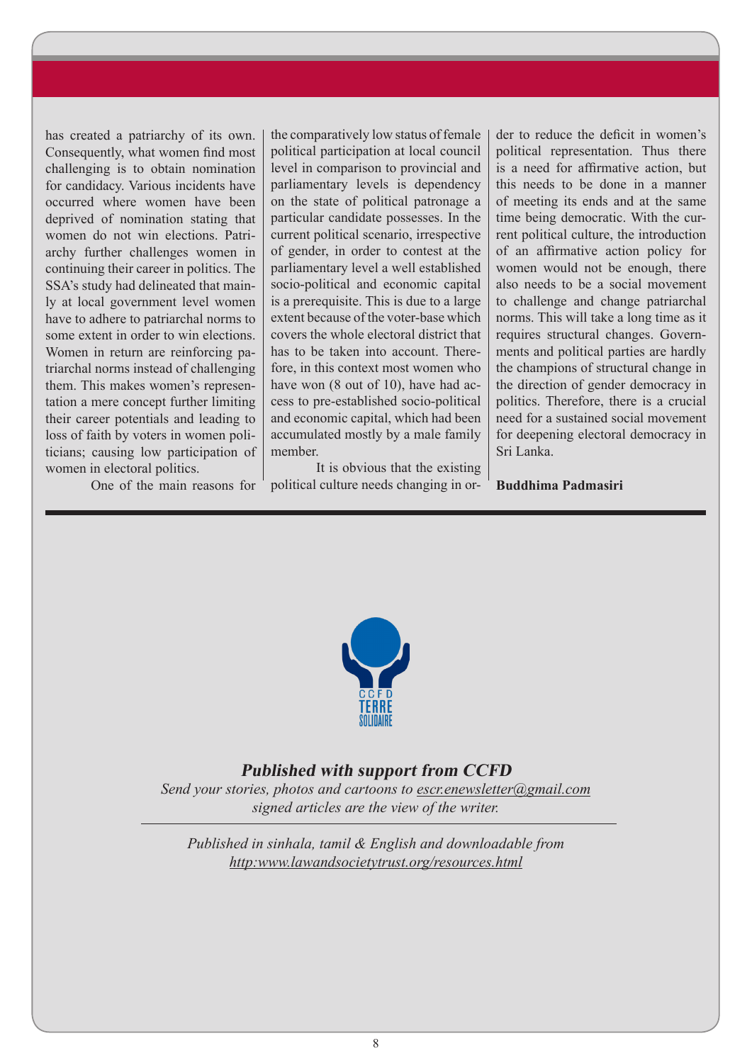has created a patriarchy of its own. Consequently, what women find most challenging is to obtain nomination for candidacy. Various incidents have occurred where women have been deprived of nomination stating that women do not win elections. Patriarchy further challenges women in continuing their career in politics. The SSA's study had delineated that mainly at local government level women have to adhere to patriarchal norms to some extent in order to win elections. Women in return are reinforcing patriarchal norms instead of challenging them. This makes women's representation a mere concept further limiting their career potentials and leading to loss of faith by voters in women politicians; causing low participation of women in electoral politics.

One of the main reasons for the comparatively low status of female political participation at local council level in comparison to provincial and parliamentary levels is dependency on the state of political patronage a particular candidate possesses. In the current political scenario, irrespective of gender, in order to contest at the parliamentary level a well established socio-political and economic capital is a prerequisite. This is due to a large extent because of the voter-base which covers the whole electoral district that has to be taken into account. Therefore, in this context most women who have won (8 out of 10), have had access to pre-established socio-political and economic capital, which had been accumulated mostly by a male family member.

It is obvious that the existing political culture needs changing in order to reduce the deficit in women's political representation. Thus there is a need for affirmative action, but this needs to be done in a manner of meeting its ends and at the same time being democratic. With the current political culture, the introduction of an affirmative action policy for women would not be enough, there also needs to be a social movement to challenge and change patriarchal norms. This will take a long time as it requires structural changes. Governments and political parties are hardly the champions of structural change in the direction of gender democracy in politics. Therefore, there is a crucial need for a sustained social movement for deepening electoral democracy in Sri Lanka.

**Buddhima Padmasiri**

CCFD TERRE SOLIDAIRE

***Published with support from CCFD***

*Send your stories, photos and cartoons to escr.enewsletter@gmail.com*
*signed articles are the view of the writer.*

---

*Published in sinhala, tamil & English and downloadable from*
*http:www.lawandsocietytrust.org/resources.html*